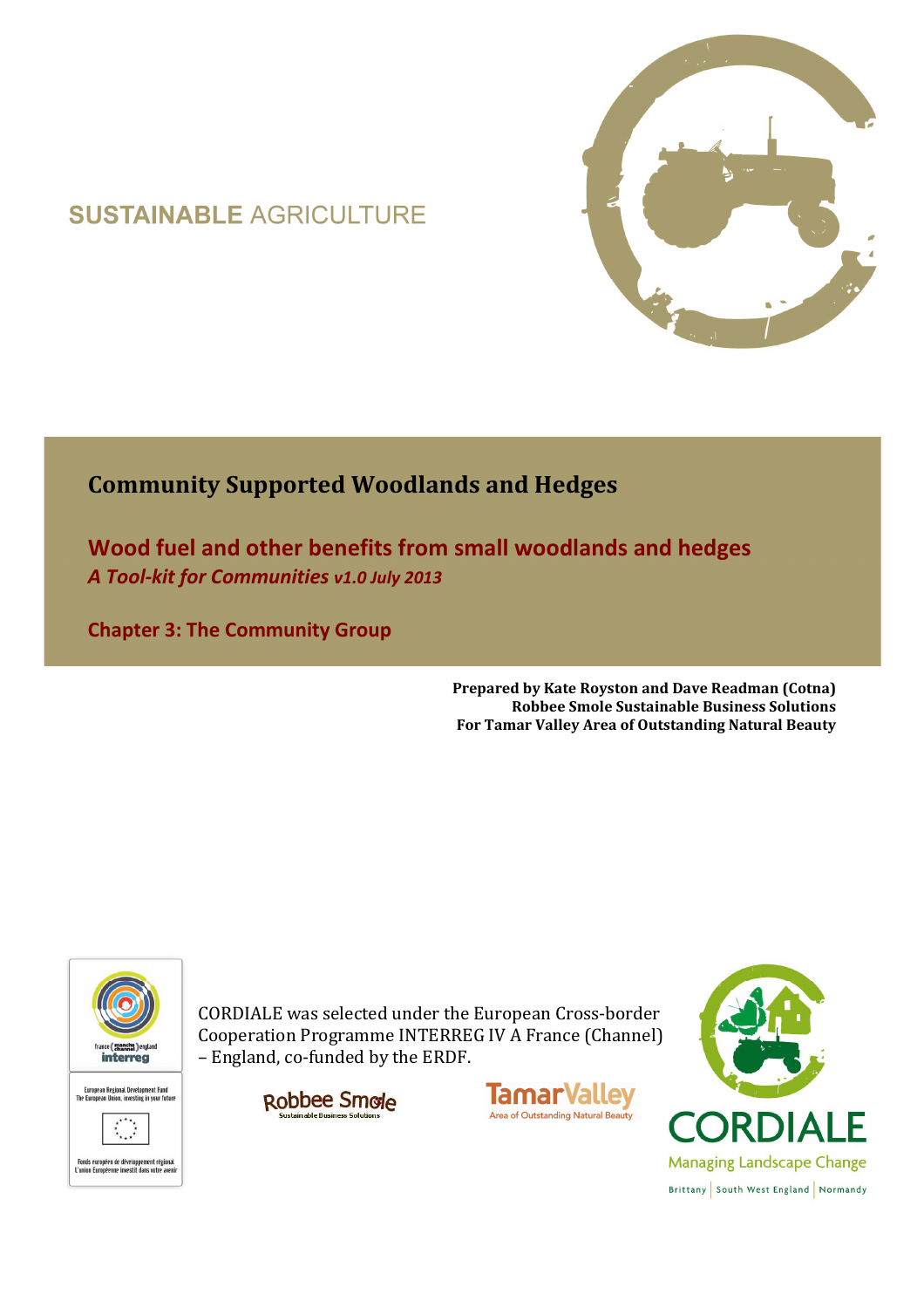SUSTAINABLE AGRICULTURE

# Community Supported Woodlands and Hedges

## Wood fuel and other benefits from small woodlands and hedges

*A Tool-kit for Communities v1.0 July 2013*

## Chapter 3: The Community Group

**Prepared by Kate Royston and Dave Readman (Cotna)**
**Robbee Smole Sustainable Business Solutions**
**For Tamar Valley Area of Outstanding Natural Beauty**

france (manche channel) england interreg

European Regional Development Fund
The European Union, investing in your future

Fonds européen de développement régional
L'union Européenne investit dans votre avenir

CORDIALE was selected under the European Cross-border Cooperation Programme INTERREG IV A France (Channel) – England, co-funded by the ERDF.

Robbee Smole Sustainable Business Solutions

TamarValley Area of Outstanding Natural Beauty

CORDIALE Managing Landscape Change

Brittany | South West England | Normandy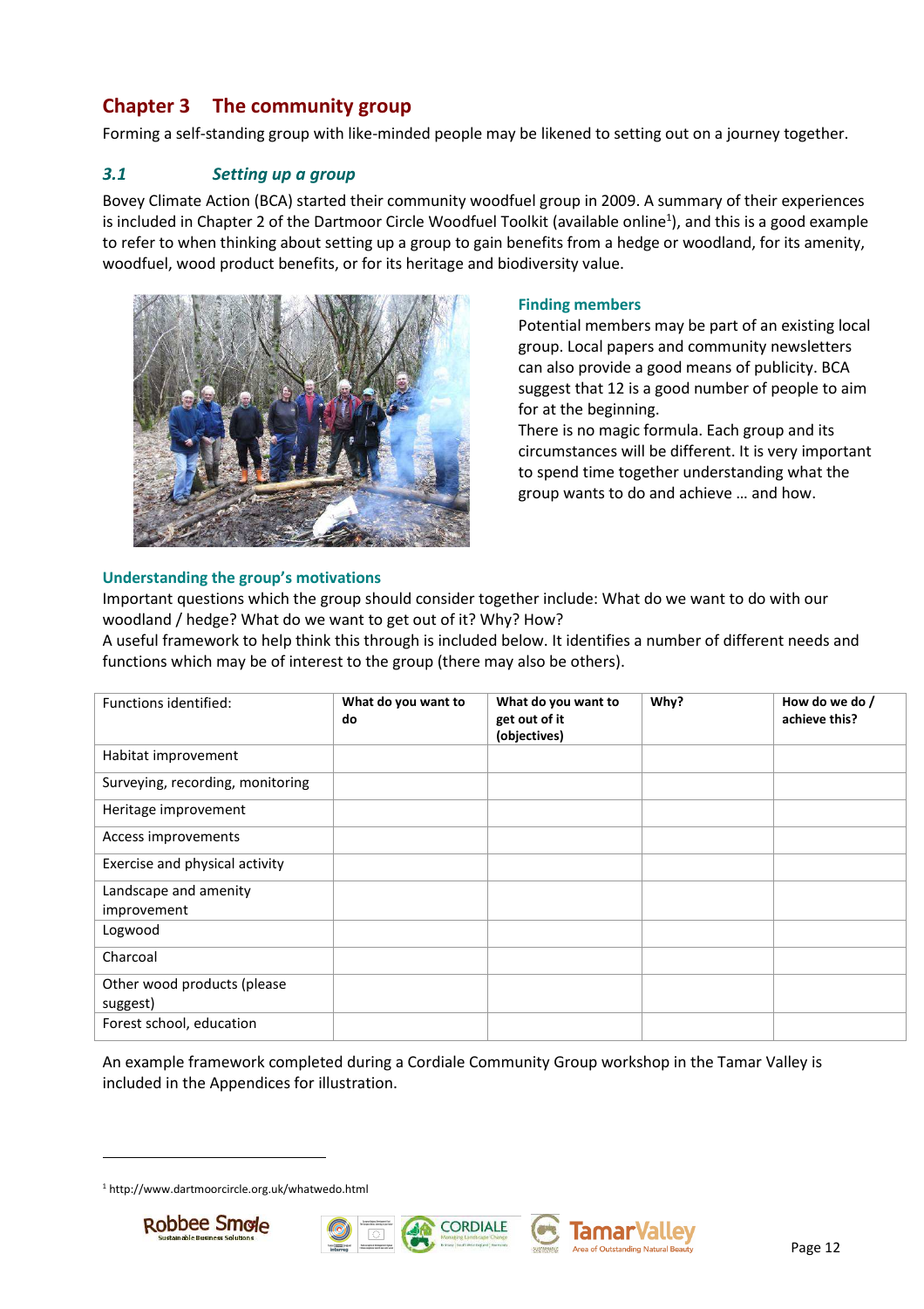# Chapter 3 The community group

Forming a self-standing group with like-minded people may be likened to setting out on a journey together.

## *3.1 Setting up a group*

Bovey Climate Action (BCA) started their community woodfuel group in 2009. A summary of their experiences is included in Chapter 2 of the Dartmoor Circle Woodfuel Toolkit (available online[1]), and this is a good example to refer to when thinking about setting up a group to gain benefits from a hedge or woodland, for its amenity, woodfuel, wood product benefits, or for its heritage and biodiversity value.

### Finding members

Potential members may be part of an existing local group. Local papers and community newsletters can also provide a good means of publicity. BCA suggest that 12 is a good number of people to aim for at the beginning.

There is no magic formula. Each group and its circumstances will be different. It is very important to spend time together understanding what the group wants to do and achieve … and how.

### Understanding the group's motivations

Important questions which the group should consider together include: What do we want to do with our woodland / hedge? What do we want to get out of it? Why? How?

A useful framework to help think this through is included below. It identifies a number of different needs and functions which may be of interest to the group (there may also be others).

| Functions identified: | **What do you want to do** | **What do you want to get out of it (objectives)** | **Why?** | **How do we do / achieve this?** |
|---|---|---|---|---|
| Habitat improvement | | | | |
| Surveying, recording, monitoring | | | | |
| Heritage improvement | | | | |
| Access improvements | | | | |
| Exercise and physical activity | | | | |
| Landscape and amenity improvement | | | | |
| Logwood | | | | |
| Charcoal | | | | |
| Other wood products (please suggest) | | | | |
| Forest school, education | | | | |

An example framework completed during a Cordiale Community Group workshop in the Tamar Valley is included in the Appendices for illustration.

---

[1] http://www.dartmoorcircle.org.uk/whatwedo.html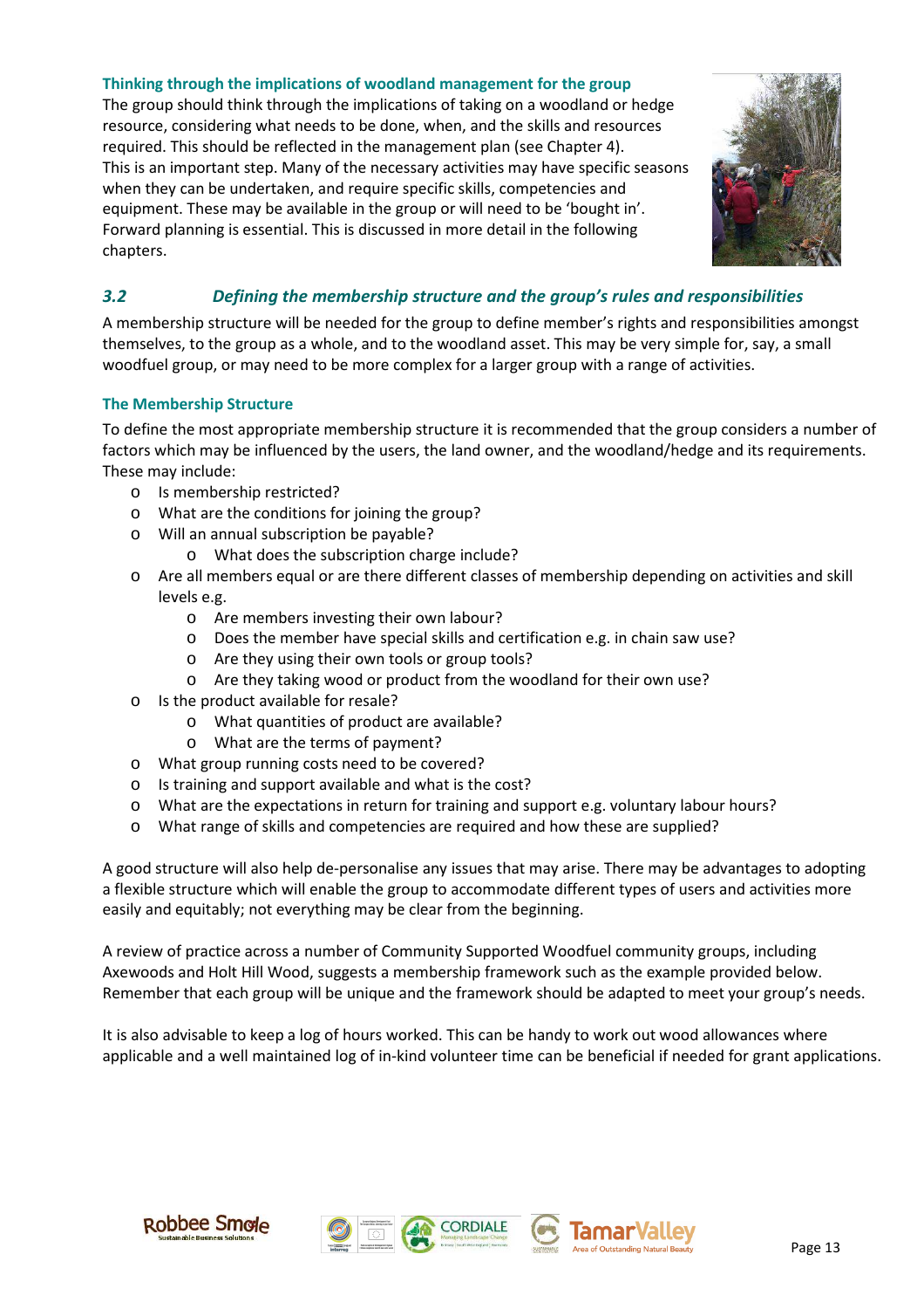#### Thinking through the implications of woodland management for the group

The group should think through the implications of taking on a woodland or hedge resource, considering what needs to be done, when, and the skills and resources required. This should be reflected in the management plan (see Chapter 4). This is an important step. Many of the necessary activities may have specific seasons when they can be undertaken, and require specific skills, competencies and equipment. These may be available in the group or will need to be 'bought in'. Forward planning is essential. This is discussed in more detail in the following chapters.

### *3.2 Defining the membership structure and the group's rules and responsibilities*

A membership structure will be needed for the group to define member's rights and responsibilities amongst themselves, to the group as a whole, and to the woodland asset. This may be very simple for, say, a small woodfuel group, or may need to be more complex for a larger group with a range of activities.

#### The Membership Structure

To define the most appropriate membership structure it is recommended that the group considers a number of factors which may be influenced by the users, the land owner, and the woodland/hedge and its requirements. These may include:

- Is membership restricted?
- What are the conditions for joining the group?
- Will an annual subscription be payable?
  - What does the subscription charge include?
- Are all members equal or are there different classes of membership depending on activities and skill levels e.g.
  - Are members investing their own labour?
  - Does the member have special skills and certification e.g. in chain saw use?
  - Are they using their own tools or group tools?
  - Are they taking wood or product from the woodland for their own use?
- Is the product available for resale?
  - What quantities of product are available?
  - What are the terms of payment?
- What group running costs need to be covered?
- Is training and support available and what is the cost?
- What are the expectations in return for training and support e.g. voluntary labour hours?
- What range of skills and competencies are required and how these are supplied?

A good structure will also help de-personalise any issues that may arise. There may be advantages to adopting a flexible structure which will enable the group to accommodate different types of users and activities more easily and equitably; not everything may be clear from the beginning.

A review of practice across a number of Community Supported Woodfuel community groups, including Axewoods and Holt Hill Wood, suggests a membership framework such as the example provided below. Remember that each group will be unique and the framework should be adapted to meet your group's needs.

It is also advisable to keep a log of hours worked. This can be handy to work out wood allowances where applicable and a well maintained log of in-kind volunteer time can be beneficial if needed for grant applications.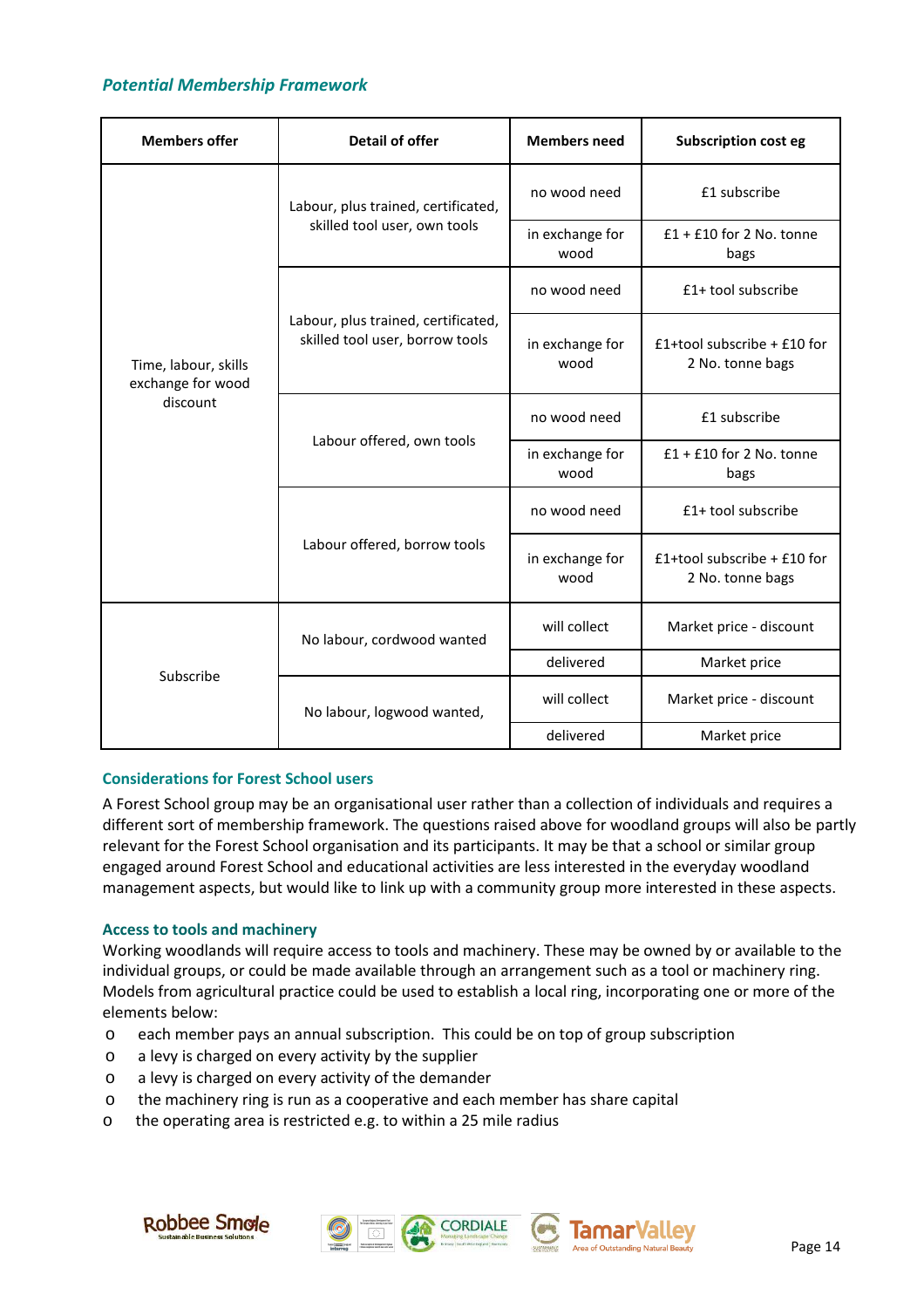### *Potential Membership Framework*

| Members offer | Detail of offer | Members need | Subscription cost eg |
|---|---|---|---|
| Time, labour, skills exchange for wood discount | Labour, plus trained, certificated, skilled tool user, own tools | no wood need | £1 subscribe |
| | | in exchange for wood | £1 + £10 for 2 No. tonne bags |
| | Labour, plus trained, certificated, skilled tool user, borrow tools | no wood need | £1+ tool subscribe |
| | | in exchange for wood | £1+tool subscribe + £10 for 2 No. tonne bags |
| | Labour offered, own tools | no wood need | £1 subscribe |
| | | in exchange for wood | £1 + £10 for 2 No. tonne bags |
| | Labour offered, borrow tools | no wood need | £1+ tool subscribe |
| | | in exchange for wood | £1+tool subscribe + £10 for 2 No. tonne bags |
| Subscribe | No labour, cordwood wanted | will collect | Market price - discount |
| | | delivered | Market price |
| | No labour, logwood wanted, | will collect | Market price - discount |
| | | delivered | Market price |

#### Considerations for Forest School users

A Forest School group may be an organisational user rather than a collection of individuals and requires a different sort of membership framework. The questions raised above for woodland groups will also be partly relevant for the Forest School organisation and its participants. It may be that a school or similar group engaged around Forest School and educational activities are less interested in the everyday woodland management aspects, but would like to link up with a community group more interested in these aspects.

#### Access to tools and machinery

Working woodlands will require access to tools and machinery. These may be owned by or available to the individual groups, or could be made available through an arrangement such as a tool or machinery ring. Models from agricultural practice could be used to establish a local ring, incorporating one or more of the elements below:

- each member pays an annual subscription. This could be on top of group subscription
- a levy is charged on every activity by the supplier
- a levy is charged on every activity of the demander
- the machinery ring is run as a cooperative and each member has share capital
- the operating area is restricted e.g. to within a 25 mile radius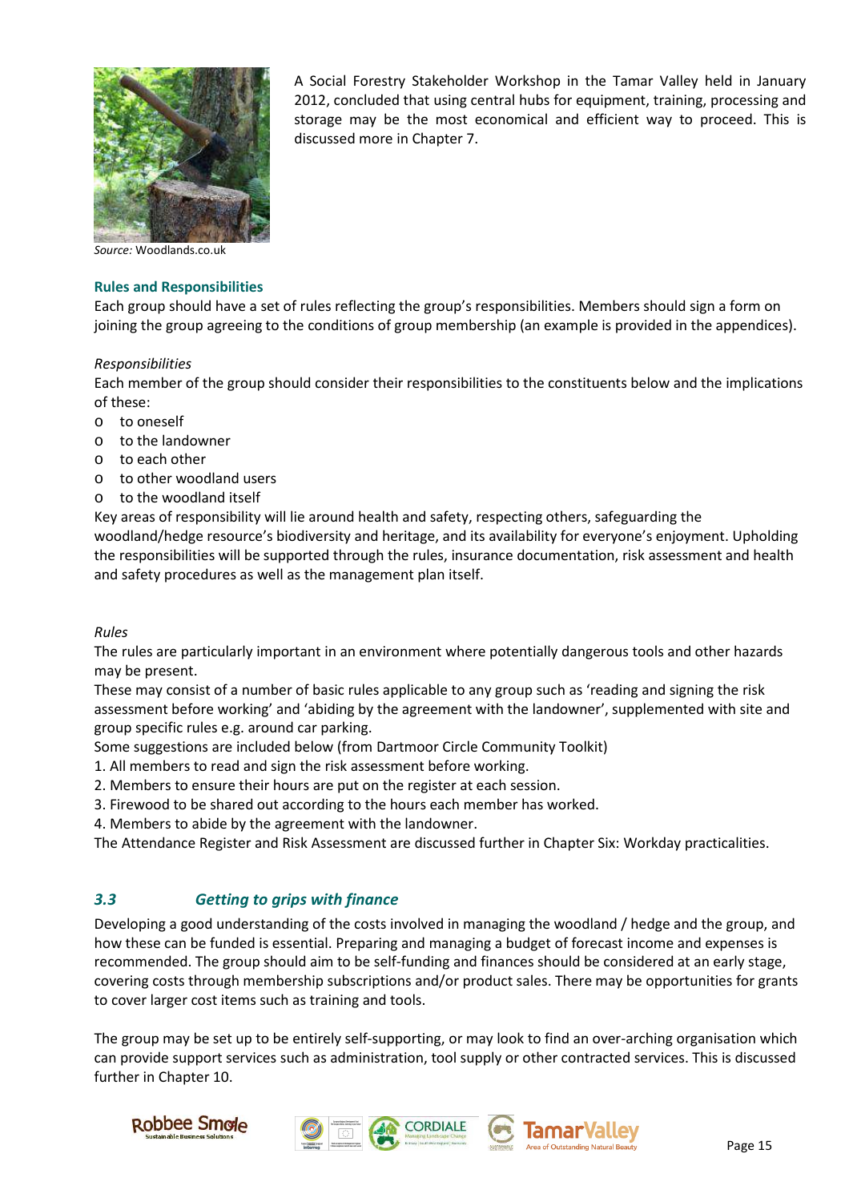A Social Forestry Stakeholder Workshop in the Tamar Valley held in January 2012, concluded that using central hubs for equipment, training, processing and storage may be the most economical and efficient way to proceed. This is discussed more in Chapter 7.

*Source:* Woodlands.co.uk

**Rules and Responsibilities**

Each group should have a set of rules reflecting the group's responsibilities. Members should sign a form on joining the group agreeing to the conditions of group membership (an example is provided in the appendices).

*Responsibilities*

Each member of the group should consider their responsibilities to the constituents below and the implications of these:

- to oneself
- to the landowner
- to each other
- to other woodland users
- to the woodland itself

Key areas of responsibility will lie around health and safety, respecting others, safeguarding the woodland/hedge resource's biodiversity and heritage, and its availability for everyone's enjoyment. Upholding the responsibilities will be supported through the rules, insurance documentation, risk assessment and health and safety procedures as well as the management plan itself.

*Rules*

The rules are particularly important in an environment where potentially dangerous tools and other hazards may be present.

These may consist of a number of basic rules applicable to any group such as 'reading and signing the risk assessment before working' and 'abiding by the agreement with the landowner', supplemented with site and group specific rules e.g. around car parking.

Some suggestions are included below (from Dartmoor Circle Community Toolkit)

1. All members to read and sign the risk assessment before working.
2. Members to ensure their hours are put on the register at each session.
3. Firewood to be shared out according to the hours each member has worked.
4. Members to abide by the agreement with the landowner.

The Attendance Register and Risk Assessment are discussed further in Chapter Six: Workday practicalities.

### *3.3 Getting to grips with finance*

Developing a good understanding of the costs involved in managing the woodland / hedge and the group, and how these can be funded is essential. Preparing and managing a budget of forecast income and expenses is recommended. The group should aim to be self-funding and finances should be considered at an early stage, covering costs through membership subscriptions and/or product sales. There may be opportunities for grants to cover larger cost items such as training and tools.

The group may be set up to be entirely self-supporting, or may look to find an over-arching organisation which can provide support services such as administration, tool supply or other contracted services. This is discussed further in Chapter 10.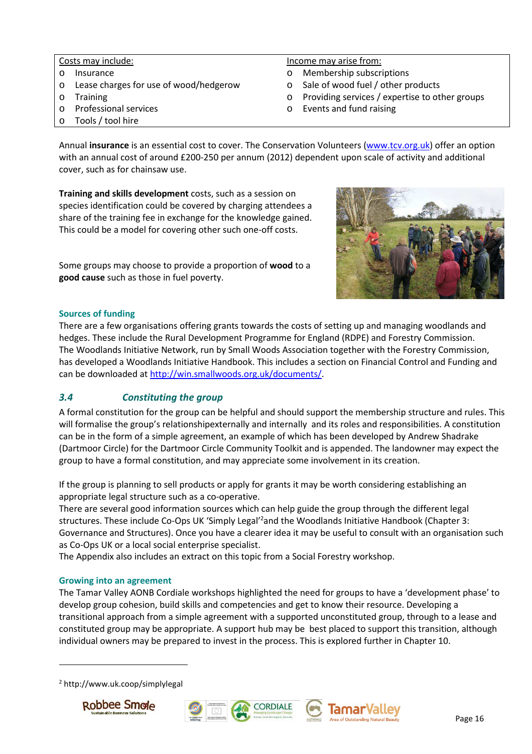| Costs may include: | Income may arise from: |
|---|---|
| o Insurance<br>o Lease charges for use of wood/hedgerow<br>o Training<br>o Professional services<br>o Tools / tool hire | o Membership subscriptions<br>o Sale of wood fuel / other products<br>o Providing services / expertise to other groups<br>o Events and fund raising |

Annual **insurance** is an essential cost to cover. The Conservation Volunteers (www.tcv.org.uk) offer an option with an annual cost of around £200-250 per annum (2012) dependent upon scale of activity and additional cover, such as for chainsaw use.

**Training and skills development** costs, such as a session on species identification could be covered by charging attendees a share of the training fee in exchange for the knowledge gained. This could be a model for covering other such one-off costs.

Some groups may choose to provide a proportion of **wood** to a **good cause** such as those in fuel poverty.

#### Sources of funding

There are a few organisations offering grants towards the costs of setting up and managing woodlands and hedges. These include the Rural Development Programme for England (RDPE) and Forestry Commission. The Woodlands Initiative Network, run by Small Woods Association together with the Forestry Commission, has developed a Woodlands Initiative Handbook. This includes a section on Financial Control and Funding and can be downloaded at http://win.smallwoods.org.uk/documents/.

### *3.4 Constituting the group*

A formal constitution for the group can be helpful and should support the membership structure and rules. This will formalise the group's relationshipexternally and internally and its roles and responsibilities. A constitution can be in the form of a simple agreement, an example of which has been developed by Andrew Shadrake (Dartmoor Circle) for the Dartmoor Circle Community Toolkit and is appended. The landowner may expect the group to have a formal constitution, and may appreciate some involvement in its creation.

If the group is planning to sell products or apply for grants it may be worth considering establishing an appropriate legal structure such as a co-operative.
There are several good information sources which can help guide the group through the different legal structures. These include Co-Ops UK 'Simply Legal'[2] and the Woodlands Initiative Handbook (Chapter 3: Governance and Structures). Once you have a clearer idea it may be useful to consult with an organisation such as Co-Ops UK or a local social enterprise specialist.
The Appendix also includes an extract on this topic from a Social Forestry workshop.

#### Growing into an agreement

The Tamar Valley AONB Cordiale workshops highlighted the need for groups to have a 'development phase' to develop group cohesion, build skills and competencies and get to know their resource. Developing a transitional approach from a simple agreement with a supported unconstituted group, through to a lease and constituted group may be appropriate. A support hub may be best placed to support this transition, although individual owners may be prepared to invest in the process. This is explored further in Chapter 10.

---

[2] http://www.uk.coop/simplylegal